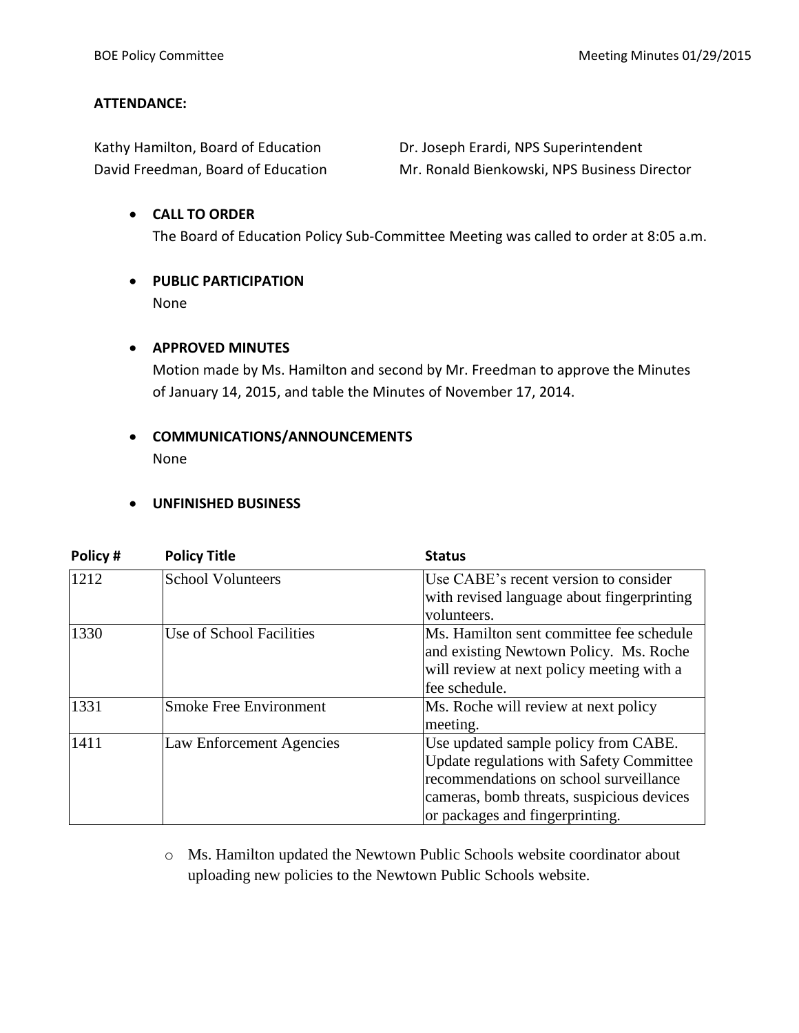**ATTENDANCE:**

Kathy Hamilton, Board of Education
David Freedman, Board of Education
Dr. Joseph Erardi, NPS Superintendent
Mr. Ronald Bienkowski, NPS Business Director

- **CALL TO ORDER**
  The Board of Education Policy Sub-Committee Meeting was called to order at 8:05 a.m.

- **PUBLIC PARTICIPATION**
  None

- **APPROVED MINUTES**
  Motion made by Ms. Hamilton and second by Mr. Freedman to approve the Minutes of January 14, 2015, and table the Minutes of November 17, 2014.

- **COMMUNICATIONS/ANNOUNCEMENTS**
  None

- **UNFINISHED BUSINESS**

| Policy # | Policy Title | Status |
|---|---|---|
| 1212 | School Volunteers | Use CABE's recent version to consider with revised language about fingerprinting volunteers. |
| 1330 | Use of School Facilities | Ms. Hamilton sent committee fee schedule and existing Newtown Policy. Ms. Roche will review at next policy meeting with a fee schedule. |
| 1331 | Smoke Free Environment | Ms. Roche will review at next policy meeting. |
| 1411 | Law Enforcement Agencies | Use updated sample policy from CABE. Update regulations with Safety Committee recommendations on school surveillance cameras, bomb threats, suspicious devices or packages and fingerprinting. |

- Ms. Hamilton updated the Newtown Public Schools website coordinator about uploading new policies to the Newtown Public Schools website.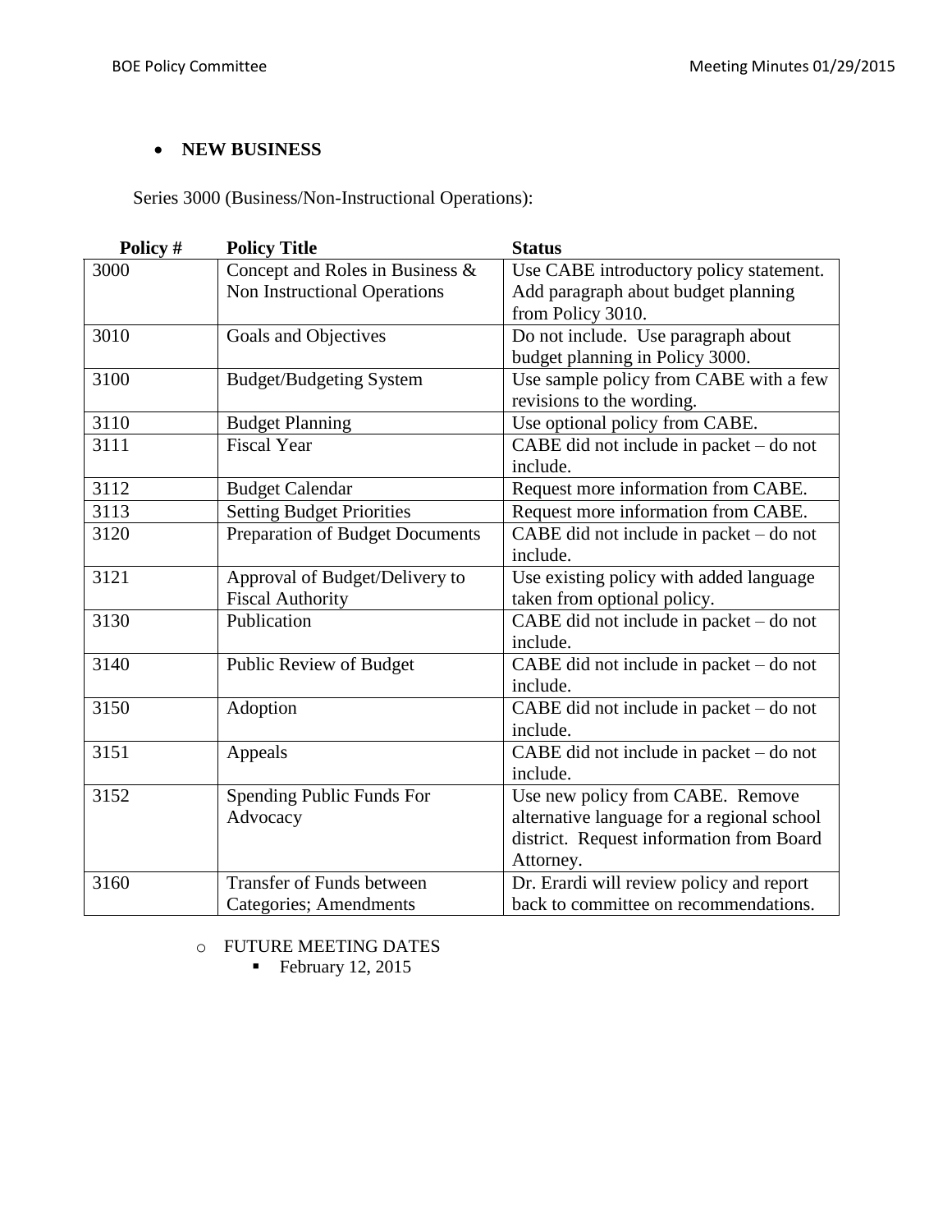- **NEW BUSINESS**

Series 3000 (Business/Non-Instructional Operations):

| Policy # | Policy Title | Status |
|---|---|---|
| 3000 | Concept and Roles in Business & Non Instructional Operations | Use CABE introductory policy statement. Add paragraph about budget planning from Policy 3010. |
| 3010 | Goals and Objectives | Do not include. Use paragraph about budget planning in Policy 3000. |
| 3100 | Budget/Budgeting System | Use sample policy from CABE with a few revisions to the wording. |
| 3110 | Budget Planning | Use optional policy from CABE. |
| 3111 | Fiscal Year | CABE did not include in packet – do not include. |
| 3112 | Budget Calendar | Request more information from CABE. |
| 3113 | Setting Budget Priorities | Request more information from CABE. |
| 3120 | Preparation of Budget Documents | CABE did not include in packet – do not include. |
| 3121 | Approval of Budget/Delivery to Fiscal Authority | Use existing policy with added language taken from optional policy. |
| 3130 | Publication | CABE did not include in packet – do not include. |
| 3140 | Public Review of Budget | CABE did not include in packet – do not include. |
| 3150 | Adoption | CABE did not include in packet – do not include. |
| 3151 | Appeals | CABE did not include in packet – do not include. |
| 3152 | Spending Public Funds For Advocacy | Use new policy from CABE. Remove alternative language for a regional school district. Request information from Board Attorney. |
| 3160 | Transfer of Funds between Categories; Amendments | Dr. Erardi will review policy and report back to committee on recommendations. |

- FUTURE MEETING DATES
  - February 12, 2015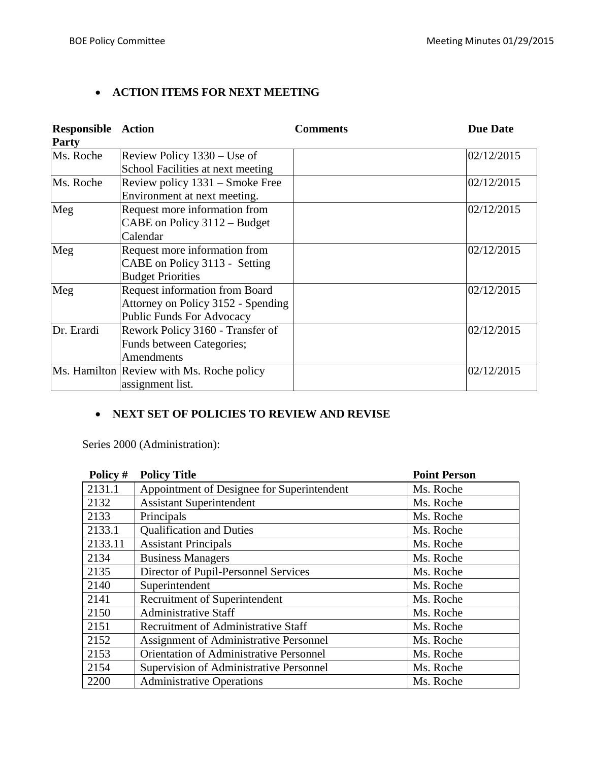- **ACTION ITEMS FOR NEXT MEETING**

| Responsible Party | Action | Comments | Due Date |
|---|---|---|---|
| Ms. Roche | Review Policy 1330 – Use of School Facilities at next meeting | | 02/12/2015 |
| Ms. Roche | Review policy 1331 – Smoke Free Environment at next meeting. | | 02/12/2015 |
| Meg | Request more information from CABE on Policy 3112 – Budget Calendar | | 02/12/2015 |
| Meg | Request more information from CABE on Policy 3113 - Setting Budget Priorities | | 02/12/2015 |
| Meg | Request information from Board Attorney on Policy 3152 - Spending Public Funds For Advocacy | | 02/12/2015 |
| Dr. Erardi | Rework Policy 3160 - Transfer of Funds between Categories; Amendments | | 02/12/2015 |
| Ms. Hamilton | Review with Ms. Roche policy assignment list. | | 02/12/2015 |

- **NEXT SET OF POLICIES TO REVIEW AND REVISE**

Series 2000 (Administration):

| Policy # | Policy Title | Point Person |
|---|---|---|
| 2131.1 | Appointment of Designee for Superintendent | Ms. Roche |
| 2132 | Assistant Superintendent | Ms. Roche |
| 2133 | Principals | Ms. Roche |
| 2133.1 | Qualification and Duties | Ms. Roche |
| 2133.11 | Assistant Principals | Ms. Roche |
| 2134 | Business Managers | Ms. Roche |
| 2135 | Director of Pupil-Personnel Services | Ms. Roche |
| 2140 | Superintendent | Ms. Roche |
| 2141 | Recruitment of Superintendent | Ms. Roche |
| 2150 | Administrative Staff | Ms. Roche |
| 2151 | Recruitment of Administrative Staff | Ms. Roche |
| 2152 | Assignment of Administrative Personnel | Ms. Roche |
| 2153 | Orientation of Administrative Personnel | Ms. Roche |
| 2154 | Supervision of Administrative Personnel | Ms. Roche |
| 2200 | Administrative Operations | Ms. Roche |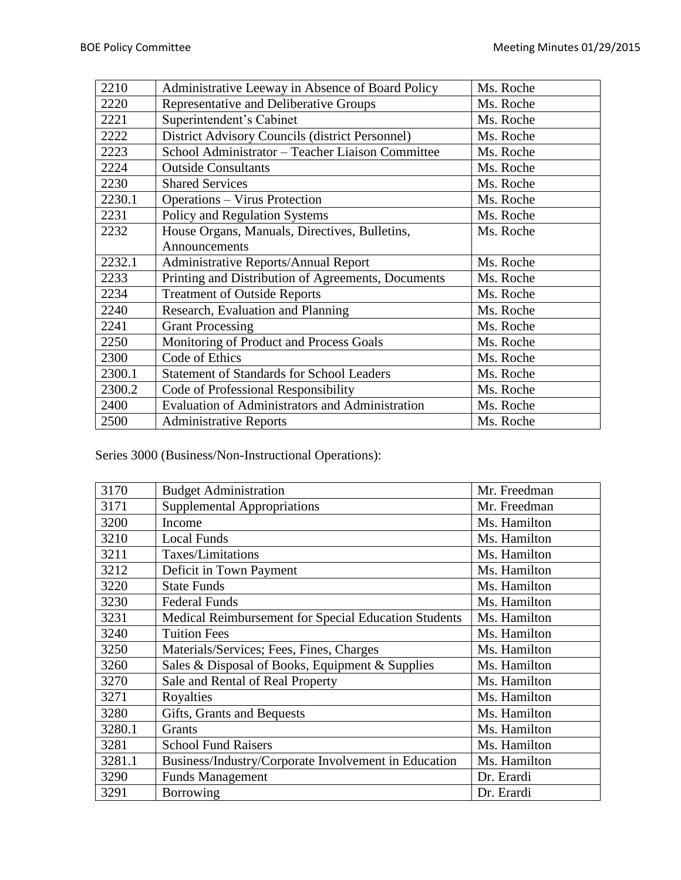| 2210 | Administrative Leeway in Absence of Board Policy | Ms. Roche |
|---|---|---|
| 2220 | Representative and Deliberative Groups | Ms. Roche |
| 2221 | Superintendent's Cabinet | Ms. Roche |
| 2222 | District Advisory Councils (district Personnel) | Ms. Roche |
| 2223 | School Administrator – Teacher Liaison Committee | Ms. Roche |
| 2224 | Outside Consultants | Ms. Roche |
| 2230 | Shared Services | Ms. Roche |
| 2230.1 | Operations – Virus Protection | Ms. Roche |
| 2231 | Policy and Regulation Systems | Ms. Roche |
| 2232 | House Organs, Manuals, Directives, Bulletins, Announcements | Ms. Roche |
| 2232.1 | Administrative Reports/Annual Report | Ms. Roche |
| 2233 | Printing and Distribution of Agreements, Documents | Ms. Roche |
| 2234 | Treatment of Outside Reports | Ms. Roche |
| 2240 | Research, Evaluation and Planning | Ms. Roche |
| 2241 | Grant Processing | Ms. Roche |
| 2250 | Monitoring of Product and Process Goals | Ms. Roche |
| 2300 | Code of Ethics | Ms. Roche |
| 2300.1 | Statement of Standards for School Leaders | Ms. Roche |
| 2300.2 | Code of Professional Responsibility | Ms. Roche |
| 2400 | Evaluation of Administrators and Administration | Ms. Roche |
| 2500 | Administrative Reports | Ms. Roche |

Series 3000 (Business/Non-Instructional Operations):

| 3170 | Budget Administration | Mr. Freedman |
|---|---|---|
| 3171 | Supplemental Appropriations | Mr. Freedman |
| 3200 | Income | Ms. Hamilton |
| 3210 | Local Funds | Ms. Hamilton |
| 3211 | Taxes/Limitations | Ms. Hamilton |
| 3212 | Deficit in Town Payment | Ms. Hamilton |
| 3220 | State Funds | Ms. Hamilton |
| 3230 | Federal Funds | Ms. Hamilton |
| 3231 | Medical Reimbursement for Special Education Students | Ms. Hamilton |
| 3240 | Tuition Fees | Ms. Hamilton |
| 3250 | Materials/Services; Fees, Fines, Charges | Ms. Hamilton |
| 3260 | Sales & Disposal of Books, Equipment & Supplies | Ms. Hamilton |
| 3270 | Sale and Rental of Real Property | Ms. Hamilton |
| 3271 | Royalties | Ms. Hamilton |
| 3280 | Gifts, Grants and Bequests | Ms. Hamilton |
| 3280.1 | Grants | Ms. Hamilton |
| 3281 | School Fund Raisers | Ms. Hamilton |
| 3281.1 | Business/Industry/Corporate Involvement in Education | Ms. Hamilton |
| 3290 | Funds Management | Dr. Erardi |
| 3291 | Borrowing | Dr. Erardi |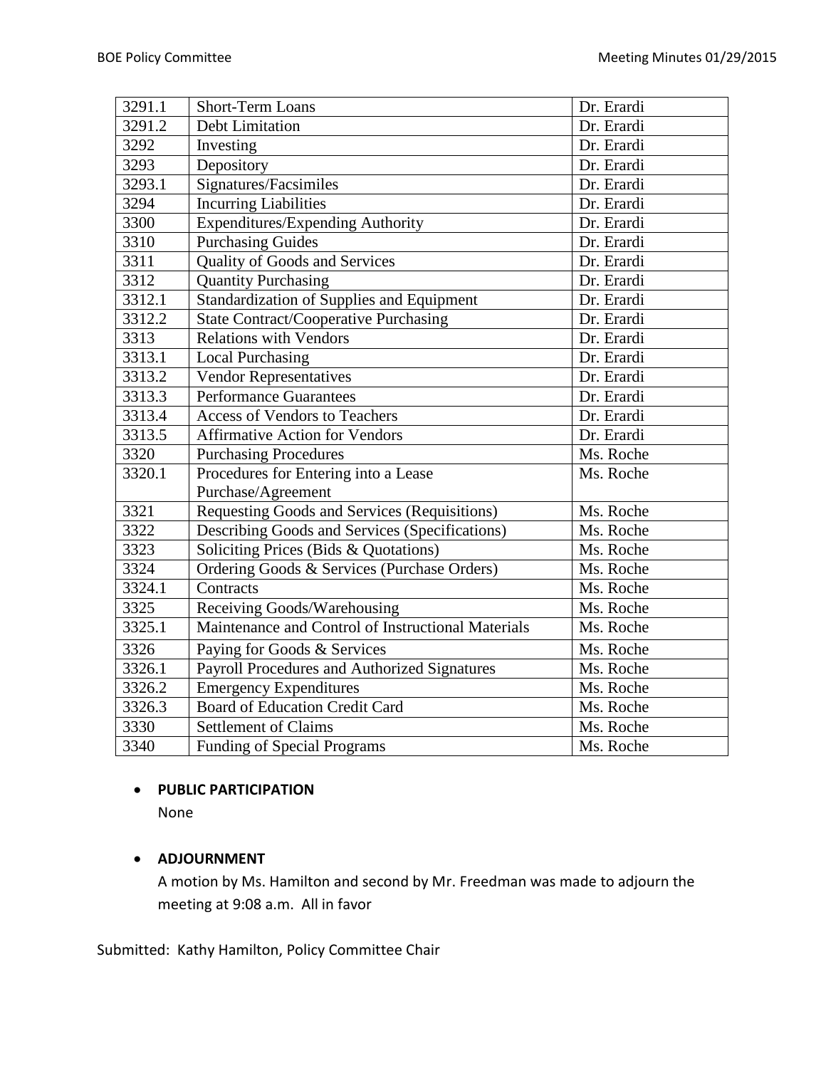| | | |
|---|---|---|
| 3291.1 | Short-Term Loans | Dr. Erardi |
| 3291.2 | Debt Limitation | Dr. Erardi |
| 3292 | Investing | Dr. Erardi |
| 3293 | Depository | Dr. Erardi |
| 3293.1 | Signatures/Facsimiles | Dr. Erardi |
| 3294 | Incurring Liabilities | Dr. Erardi |
| 3300 | Expenditures/Expending Authority | Dr. Erardi |
| 3310 | Purchasing Guides | Dr. Erardi |
| 3311 | Quality of Goods and Services | Dr. Erardi |
| 3312 | Quantity Purchasing | Dr. Erardi |
| 3312.1 | Standardization of Supplies and Equipment | Dr. Erardi |
| 3312.2 | State Contract/Cooperative Purchasing | Dr. Erardi |
| 3313 | Relations with Vendors | Dr. Erardi |
| 3313.1 | Local Purchasing | Dr. Erardi |
| 3313.2 | Vendor Representatives | Dr. Erardi |
| 3313.3 | Performance Guarantees | Dr. Erardi |
| 3313.4 | Access of Vendors to Teachers | Dr. Erardi |
| 3313.5 | Affirmative Action for Vendors | Dr. Erardi |
| 3320 | Purchasing Procedures | Ms. Roche |
| 3320.1 | Procedures for Entering into a Lease Purchase/Agreement | Ms. Roche |
| 3321 | Requesting Goods and Services (Requisitions) | Ms. Roche |
| 3322 | Describing Goods and Services (Specifications) | Ms. Roche |
| 3323 | Soliciting Prices (Bids & Quotations) | Ms. Roche |
| 3324 | Ordering Goods & Services (Purchase Orders) | Ms. Roche |
| 3324.1 | Contracts | Ms. Roche |
| 3325 | Receiving Goods/Warehousing | Ms. Roche |
| 3325.1 | Maintenance and Control of Instructional Materials | Ms. Roche |
| 3326 | Paying for Goods & Services | Ms. Roche |
| 3326.1 | Payroll Procedures and Authorized Signatures | Ms. Roche |
| 3326.2 | Emergency Expenditures | Ms. Roche |
| 3326.3 | Board of Education Credit Card | Ms. Roche |
| 3330 | Settlement of Claims | Ms. Roche |
| 3340 | Funding of Special Programs | Ms. Roche |

- **PUBLIC PARTICIPATION**

  None

- **ADJOURNMENT**

  A motion by Ms. Hamilton and second by Mr. Freedman was made to adjourn the meeting at 9:08 a.m. All in favor

Submitted: Kathy Hamilton, Policy Committee Chair